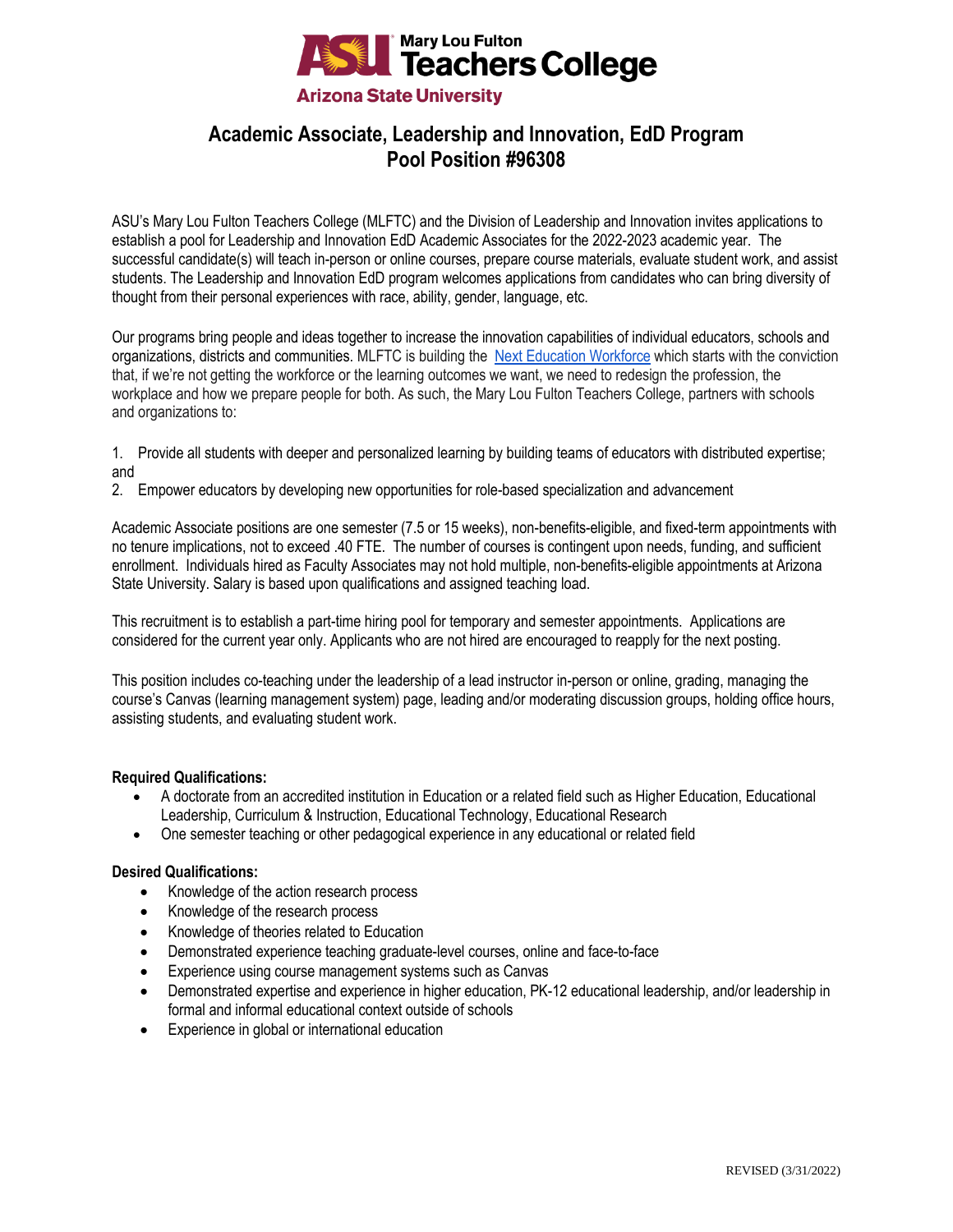Mary Lou Fulton Teachers College
Arizona State University

# Academic Associate, Leadership and Innovation, EdD Program
# Pool Position #96308

ASU's Mary Lou Fulton Teachers College (MLFTC) and the Division of Leadership and Innovation invites applications to establish a pool for Leadership and Innovation EdD Academic Associates for the 2022-2023 academic year. The successful candidate(s) will teach in-person or online courses, prepare course materials, evaluate student work, and assist students. The Leadership and Innovation EdD program welcomes applications from candidates who can bring diversity of thought from their personal experiences with race, ability, gender, language, etc.

Our programs bring people and ideas together to increase the innovation capabilities of individual educators, schools and organizations, districts and communities. MLFTC is building the Next Education Workforce which starts with the conviction that, if we're not getting the workforce or the learning outcomes we want, we need to redesign the profession, the workplace and how we prepare people for both. As such, the Mary Lou Fulton Teachers College, partners with schools and organizations to:

1. Provide all students with deeper and personalized learning by building teams of educators with distributed expertise; and
2. Empower educators by developing new opportunities for role-based specialization and advancement

Academic Associate positions are one semester (7.5 or 15 weeks), non-benefits-eligible, and fixed-term appointments with no tenure implications, not to exceed .40 FTE. The number of courses is contingent upon needs, funding, and sufficient enrollment. Individuals hired as Faculty Associates may not hold multiple, non-benefits-eligible appointments at Arizona State University. Salary is based upon qualifications and assigned teaching load.

This recruitment is to establish a part-time hiring pool for temporary and semester appointments. Applications are considered for the current year only. Applicants who are not hired are encouraged to reapply for the next posting.

This position includes co-teaching under the leadership of a lead instructor in-person or online, grading, managing the course's Canvas (learning management system) page, leading and/or moderating discussion groups, holding office hours, assisting students, and evaluating student work.

**Required Qualifications:**

- A doctorate from an accredited institution in Education or a related field such as Higher Education, Educational Leadership, Curriculum & Instruction, Educational Technology, Educational Research
- One semester teaching or other pedagogical experience in any educational or related field

**Desired Qualifications:**

- Knowledge of the action research process
- Knowledge of the research process
- Knowledge of theories related to Education
- Demonstrated experience teaching graduate-level courses, online and face-to-face
- Experience using course management systems such as Canvas
- Demonstrated expertise and experience in higher education, PK-12 educational leadership, and/or leadership in formal and informal educational context outside of schools
- Experience in global or international education

REVISED (3/31/2022)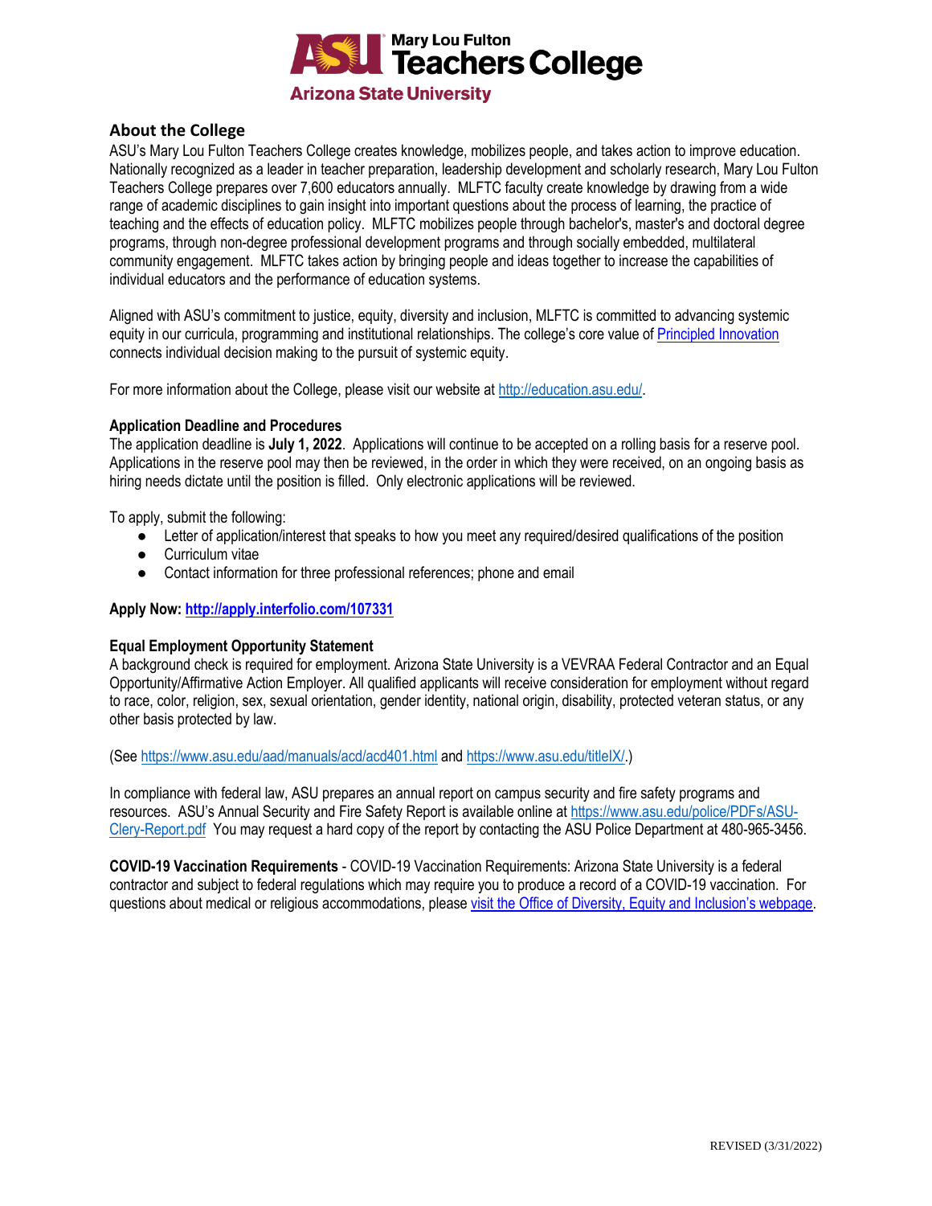Mary Lou Fulton Teachers College
Arizona State University

## About the College

ASU's Mary Lou Fulton Teachers College creates knowledge, mobilizes people, and takes action to improve education. Nationally recognized as a leader in teacher preparation, leadership development and scholarly research, Mary Lou Fulton Teachers College prepares over 7,600 educators annually. MLFTC faculty create knowledge by drawing from a wide range of academic disciplines to gain insight into important questions about the process of learning, the practice of teaching and the effects of education policy. MLFTC mobilizes people through bachelor's, master's and doctoral degree programs, through non-degree professional development programs and through socially embedded, multilateral community engagement. MLFTC takes action by bringing people and ideas together to increase the capabilities of individual educators and the performance of education systems.

Aligned with ASU's commitment to justice, equity, diversity and inclusion, MLFTC is committed to advancing systemic equity in our curricula, programming and institutional relationships. The college's core value of Principled Innovation connects individual decision making to the pursuit of systemic equity.

For more information about the College, please visit our website at http://education.asu.edu/.

**Application Deadline and Procedures**

The application deadline is **July 1, 2022**. Applications will continue to be accepted on a rolling basis for a reserve pool. Applications in the reserve pool may then be reviewed, in the order in which they were received, on an ongoing basis as hiring needs dictate until the position is filled. Only electronic applications will be reviewed.

To apply, submit the following:

- Letter of application/interest that speaks to how you meet any required/desired qualifications of the position
- Curriculum vitae
- Contact information for three professional references; phone and email

**Apply Now: http://apply.interfolio.com/107331**

**Equal Employment Opportunity Statement**

A background check is required for employment. Arizona State University is a VEVRAA Federal Contractor and an Equal Opportunity/Affirmative Action Employer. All qualified applicants will receive consideration for employment without regard to race, color, religion, sex, sexual orientation, gender identity, national origin, disability, protected veteran status, or any other basis protected by law.

(See https://www.asu.edu/aad/manuals/acd/acd401.html and https://www.asu.edu/titleIX/.)

In compliance with federal law, ASU prepares an annual report on campus security and fire safety programs and resources. ASU's Annual Security and Fire Safety Report is available online at https://www.asu.edu/police/PDFs/ASU-Clery-Report.pdf You may request a hard copy of the report by contacting the ASU Police Department at 480-965-3456.

**COVID-19 Vaccination Requirements** - COVID-19 Vaccination Requirements: Arizona State University is a federal contractor and subject to federal regulations which may require you to produce a record of a COVID-19 vaccination. For questions about medical or religious accommodations, please visit the Office of Diversity, Equity and Inclusion's webpage.

REVISED (3/31/2022)